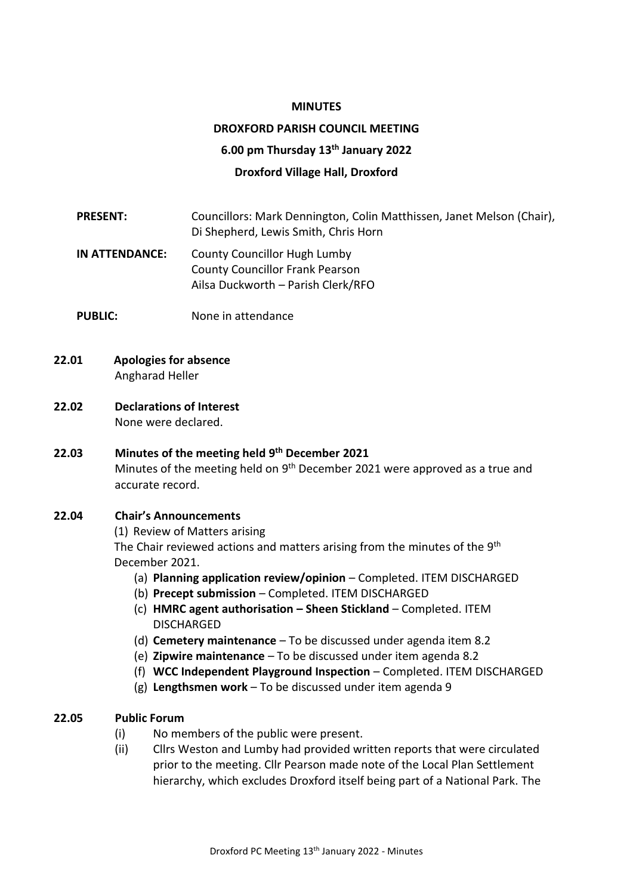**MINUTES**

**DROXFORD PARISH COUNCIL MEETING**

**6.00 pm Thursday 13th January 2022**

**Droxford Village Hall, Droxford**

**PRESENT:** Councillors: Mark Dennington, Colin Matthissen, Janet Melson (Chair), Di Shepherd, Lewis Smith, Chris Horn

**IN ATTENDANCE:** County Councillor Hugh Lumby
County Councillor Frank Pearson
Ailsa Duckworth – Parish Clerk/RFO

**PUBLIC:** None in attendance

**22.01 Apologies for absence**

Angharad Heller

**22.02 Declarations of Interest**

None were declared.

**22.03 Minutes of the meeting held 9th December 2021**

Minutes of the meeting held on 9th December 2021 were approved as a true and accurate record.

**22.04 Chair's Announcements**

(1) Review of Matters arising

The Chair reviewed actions and matters arising from the minutes of the 9th December 2021.

(a) **Planning application review/opinion** – Completed. ITEM DISCHARGED
(b) **Precept submission** – Completed. ITEM DISCHARGED
(c) **HMRC agent authorisation – Sheen Stickland** – Completed. ITEM DISCHARGED
(d) **Cemetery maintenance** – To be discussed under agenda item 8.2
(e) **Zipwire maintenance** – To be discussed under item agenda 8.2
(f) **WCC Independent Playground Inspection** – Completed. ITEM DISCHARGED
(g) **Lengthsmen work** – To be discussed under item agenda 9

**22.05 Public Forum**

(i) No members of the public were present.
(ii) Cllrs Weston and Lumby had provided written reports that were circulated prior to the meeting. Cllr Pearson made note of the Local Plan Settlement hierarchy, which excludes Droxford itself being part of a National Park. The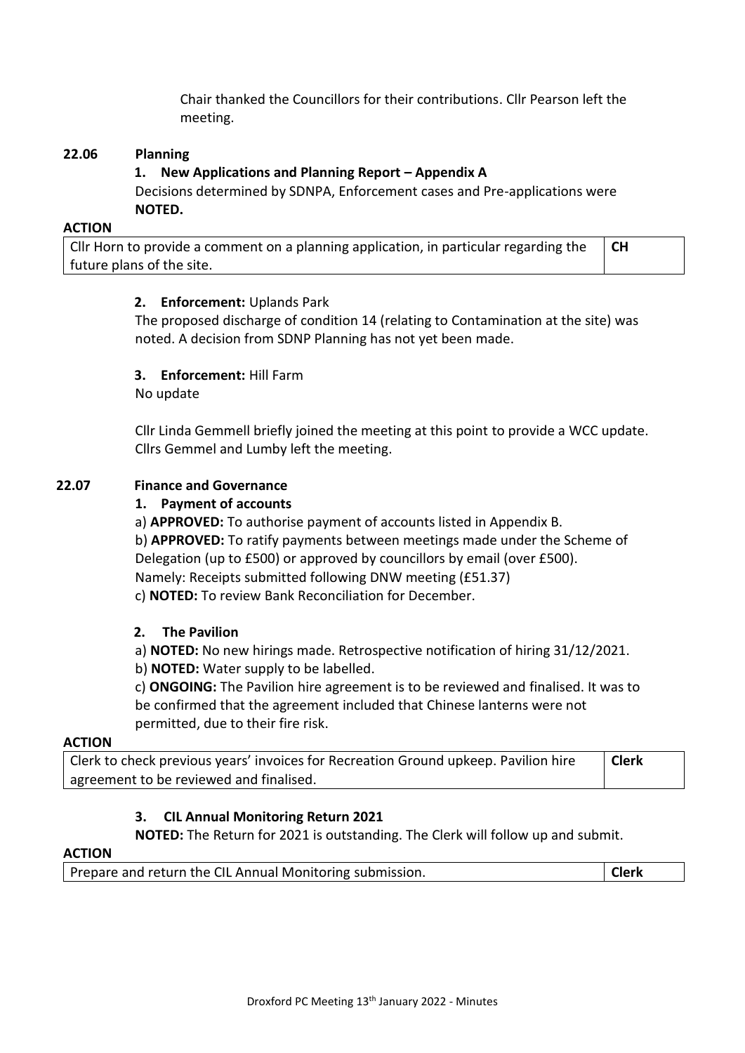Chair thanked the Councillors for their contributions. Cllr Pearson left the meeting.

## 22.06 Planning

**1. New Applications and Planning Report – Appendix A**

Decisions determined by SDNPA, Enforcement cases and Pre-applications were **NOTED.**

**ACTION**

| Cllr Horn to provide a comment on a planning application, in particular regarding the future plans of the site. | **CH** |
|---|---|

**2. Enforcement:** Uplands Park

The proposed discharge of condition 14 (relating to Contamination at the site) was noted. A decision from SDNP Planning has not yet been made.

**3. Enforcement:** Hill Farm

No update

Cllr Linda Gemmell briefly joined the meeting at this point to provide a WCC update. Cllrs Gemmel and Lumby left the meeting.

## 22.07 Finance and Governance

**1. Payment of accounts**

a) **APPROVED:** To authorise payment of accounts listed in Appendix B.

b) **APPROVED:** To ratify payments between meetings made under the Scheme of Delegation (up to £500) or approved by councillors by email (over £500). Namely: Receipts submitted following DNW meeting (£51.37)

c) **NOTED:** To review Bank Reconciliation for December.

**2. The Pavilion**

a) **NOTED:** No new hirings made. Retrospective notification of hiring 31/12/2021.

b) **NOTED:** Water supply to be labelled.

c) **ONGOING:** The Pavilion hire agreement is to be reviewed and finalised. It was to be confirmed that the agreement included that Chinese lanterns were not permitted, due to their fire risk.

**ACTION**

| Clerk to check previous years' invoices for Recreation Ground upkeep. Pavilion hire agreement to be reviewed and finalised. | **Clerk** |
|---|---|

**3. CIL Annual Monitoring Return 2021**

**NOTED:** The Return for 2021 is outstanding. The Clerk will follow up and submit.

**ACTION**

| Prepare and return the CIL Annual Monitoring submission. | **Clerk** |
|---|---|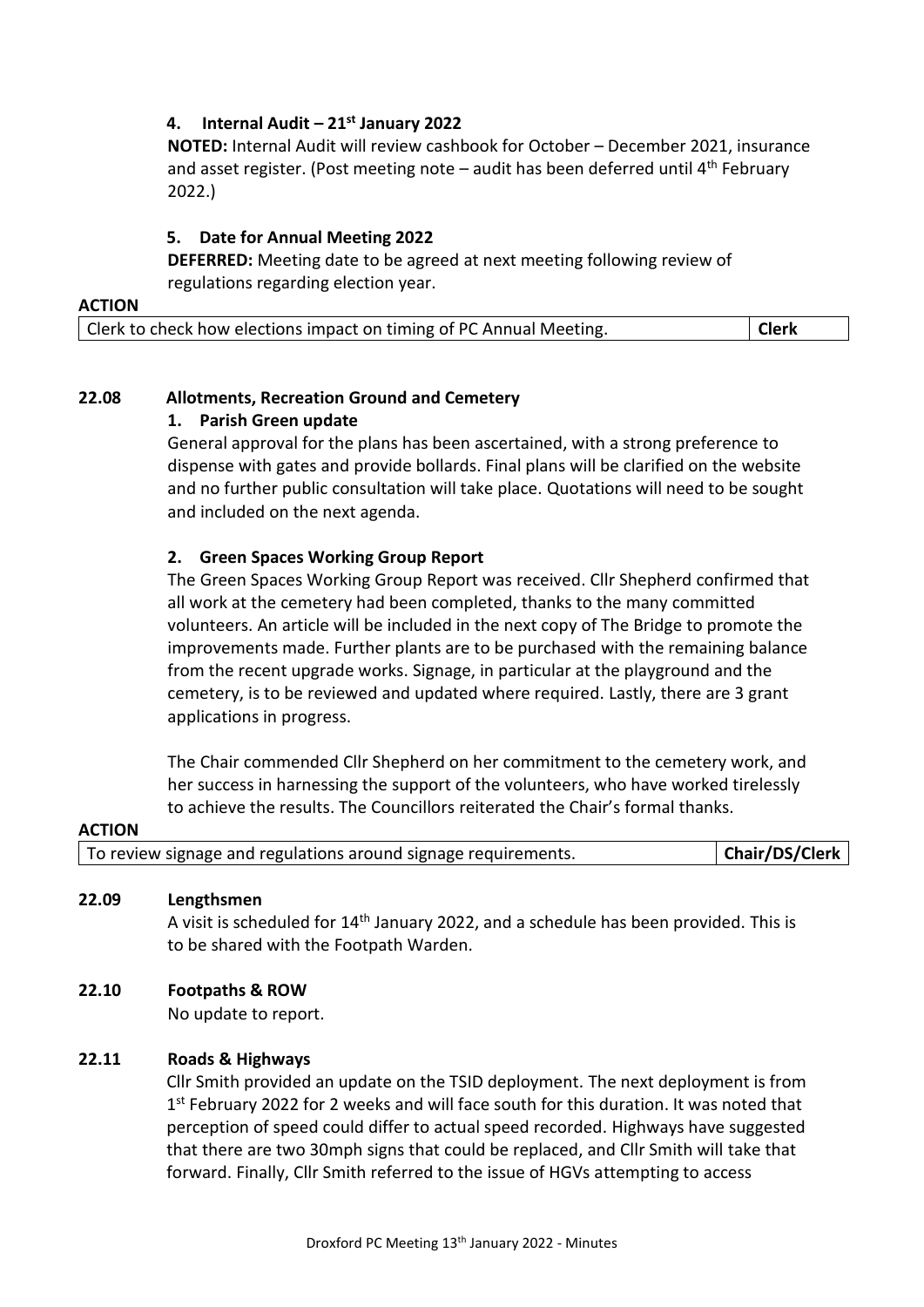#### 4. Internal Audit – 21st January 2022

**NOTED:** Internal Audit will review cashbook for October – December 2021, insurance and asset register. (Post meeting note – audit has been deferred until 4th February 2022.)

#### 5. Date for Annual Meeting 2022

**DEFERRED:** Meeting date to be agreed at next meeting following review of regulations regarding election year.

**ACTION**

| | |
|---|---|
| Clerk to check how elections impact on timing of PC Annual Meeting. | **Clerk** |

### 22.08 Allotments, Recreation Ground and Cemetery

#### 1. Parish Green update

General approval for the plans has been ascertained, with a strong preference to dispense with gates and provide bollards. Final plans will be clarified on the website and no further public consultation will take place. Quotations will need to be sought and included on the next agenda.

#### 2. Green Spaces Working Group Report

The Green Spaces Working Group Report was received. Cllr Shepherd confirmed that all work at the cemetery had been completed, thanks to the many committed volunteers. An article will be included in the next copy of The Bridge to promote the improvements made. Further plants are to be purchased with the remaining balance from the recent upgrade works. Signage, in particular at the playground and the cemetery, is to be reviewed and updated where required. Lastly, there are 3 grant applications in progress.

The Chair commended Cllr Shepherd on her commitment to the cemetery work, and her success in harnessing the support of the volunteers, who have worked tirelessly to achieve the results. The Councillors reiterated the Chair's formal thanks.

**ACTION**

| | |
|---|---|
| To review signage and regulations around signage requirements. | **Chair/DS/Clerk** |

### 22.09 Lengthsmen

A visit is scheduled for 14th January 2022, and a schedule has been provided. This is to be shared with the Footpath Warden.

### 22.10 Footpaths & ROW

No update to report.

### 22.11 Roads & Highways

Cllr Smith provided an update on the TSID deployment. The next deployment is from 1st February 2022 for 2 weeks and will face south for this duration. It was noted that perception of speed could differ to actual speed recorded. Highways have suggested that there are two 30mph signs that could be replaced, and Cllr Smith will take that forward. Finally, Cllr Smith referred to the issue of HGVs attempting to access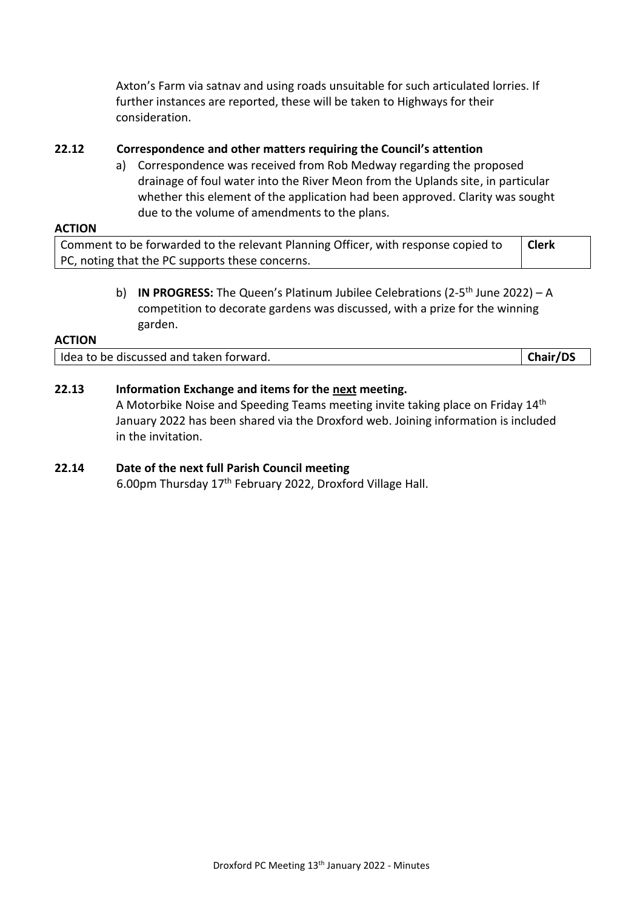Axton's Farm via satnav and using roads unsuitable for such articulated lorries. If further instances are reported, these will be taken to Highways for their consideration.

**22.12 Correspondence and other matters requiring the Council's attention**

a) Correspondence was received from Rob Medway regarding the proposed drainage of foul water into the River Meon from the Uplands site, in particular whether this element of the application had been approved. Clarity was sought due to the volume of amendments to the plans.

**ACTION**

| | |
|---|---|
| Comment to be forwarded to the relevant Planning Officer, with response copied to PC, noting that the PC supports these concerns. | **Clerk** |

b) **IN PROGRESS:** The Queen's Platinum Jubilee Celebrations (2-5th June 2022) – A competition to decorate gardens was discussed, with a prize for the winning garden.

**ACTION**

| | |
|---|---|
| Idea to be discussed and taken forward. | **Chair/DS** |

**22.13 Information Exchange and items for the <u>next</u> meeting.**

A Motorbike Noise and Speeding Teams meeting invite taking place on Friday 14th January 2022 has been shared via the Droxford web. Joining information is included in the invitation.

**22.14 Date of the next full Parish Council meeting**

6.00pm Thursday 17th February 2022, Droxford Village Hall.